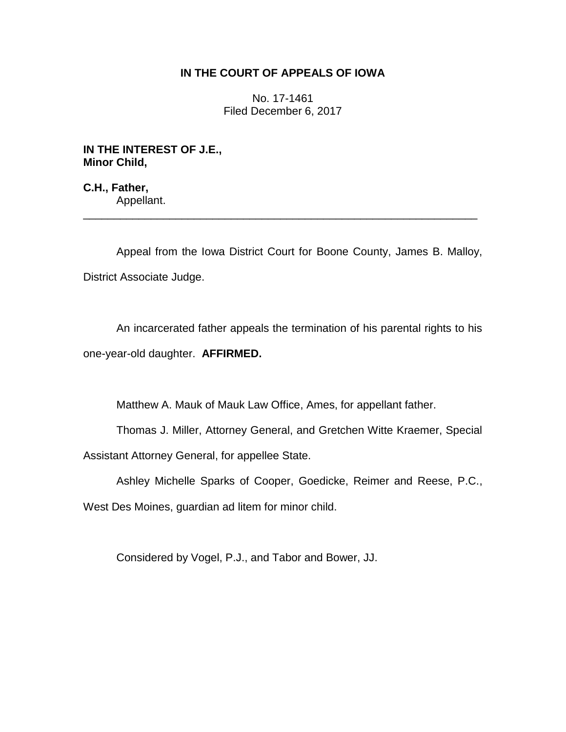**IN THE COURT OF APPEALS OF IOWA**

No. 17-1461
Filed December 6, 2017

**IN THE INTEREST OF J.E.,**
**Minor Child,**

**C.H., Father,**
Appellant.

---

Appeal from the Iowa District Court for Boone County, James B. Malloy, District Associate Judge.

An incarcerated father appeals the termination of his parental rights to his one-year-old daughter. **AFFIRMED.**

Matthew A. Mauk of Mauk Law Office, Ames, for appellant father.

Thomas J. Miller, Attorney General, and Gretchen Witte Kraemer, Special Assistant Attorney General, for appellee State.

Ashley Michelle Sparks of Cooper, Goedicke, Reimer and Reese, P.C., West Des Moines, guardian ad litem for minor child.

Considered by Vogel, P.J., and Tabor and Bower, JJ.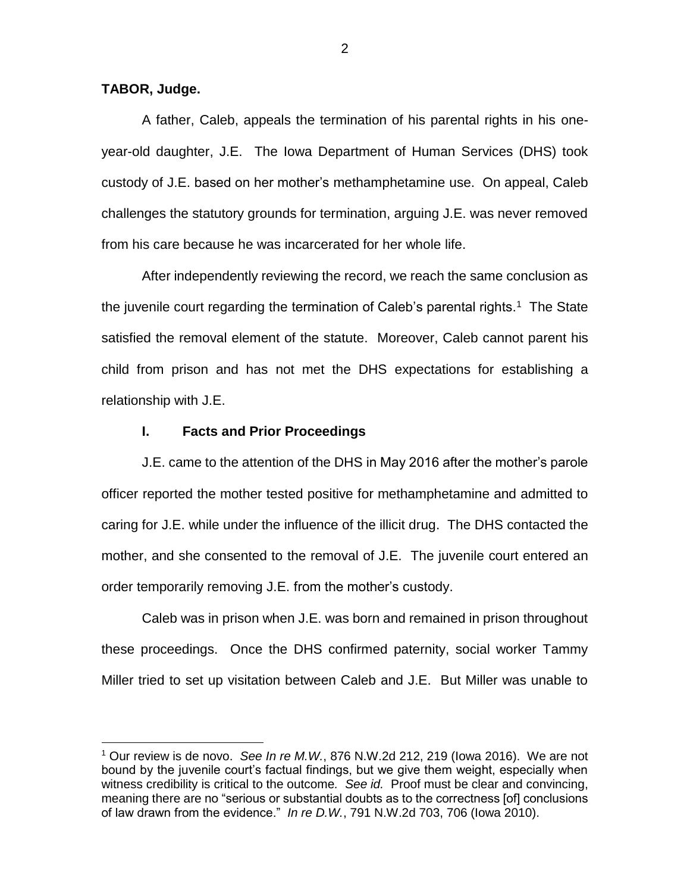**TABOR, Judge.**

A father, Caleb, appeals the termination of his parental rights in his one-year-old daughter, J.E. The Iowa Department of Human Services (DHS) took custody of J.E. based on her mother's methamphetamine use. On appeal, Caleb challenges the statutory grounds for termination, arguing J.E. was never removed from his care because he was incarcerated for her whole life.

After independently reviewing the record, we reach the same conclusion as the juvenile court regarding the termination of Caleb's parental rights.[1] The State satisfied the removal element of the statute. Moreover, Caleb cannot parent his child from prison and has not met the DHS expectations for establishing a relationship with J.E.

## I. Facts and Prior Proceedings

J.E. came to the attention of the DHS in May 2016 after the mother's parole officer reported the mother tested positive for methamphetamine and admitted to caring for J.E. while under the influence of the illicit drug. The DHS contacted the mother, and she consented to the removal of J.E. The juvenile court entered an order temporarily removing J.E. from the mother's custody.

Caleb was in prison when J.E. was born and remained in prison throughout these proceedings. Once the DHS confirmed paternity, social worker Tammy Miller tried to set up visitation between Caleb and J.E. But Miller was unable to

---

[1] Our review is de novo. *See In re M.W.*, 876 N.W.2d 212, 219 (Iowa 2016). We are not bound by the juvenile court's factual findings, but we give them weight, especially when witness credibility is critical to the outcome. *See id.* Proof must be clear and convincing, meaning there are no "serious or substantial doubts as to the correctness [of] conclusions of law drawn from the evidence." *In re D.W.*, 791 N.W.2d 703, 706 (Iowa 2010).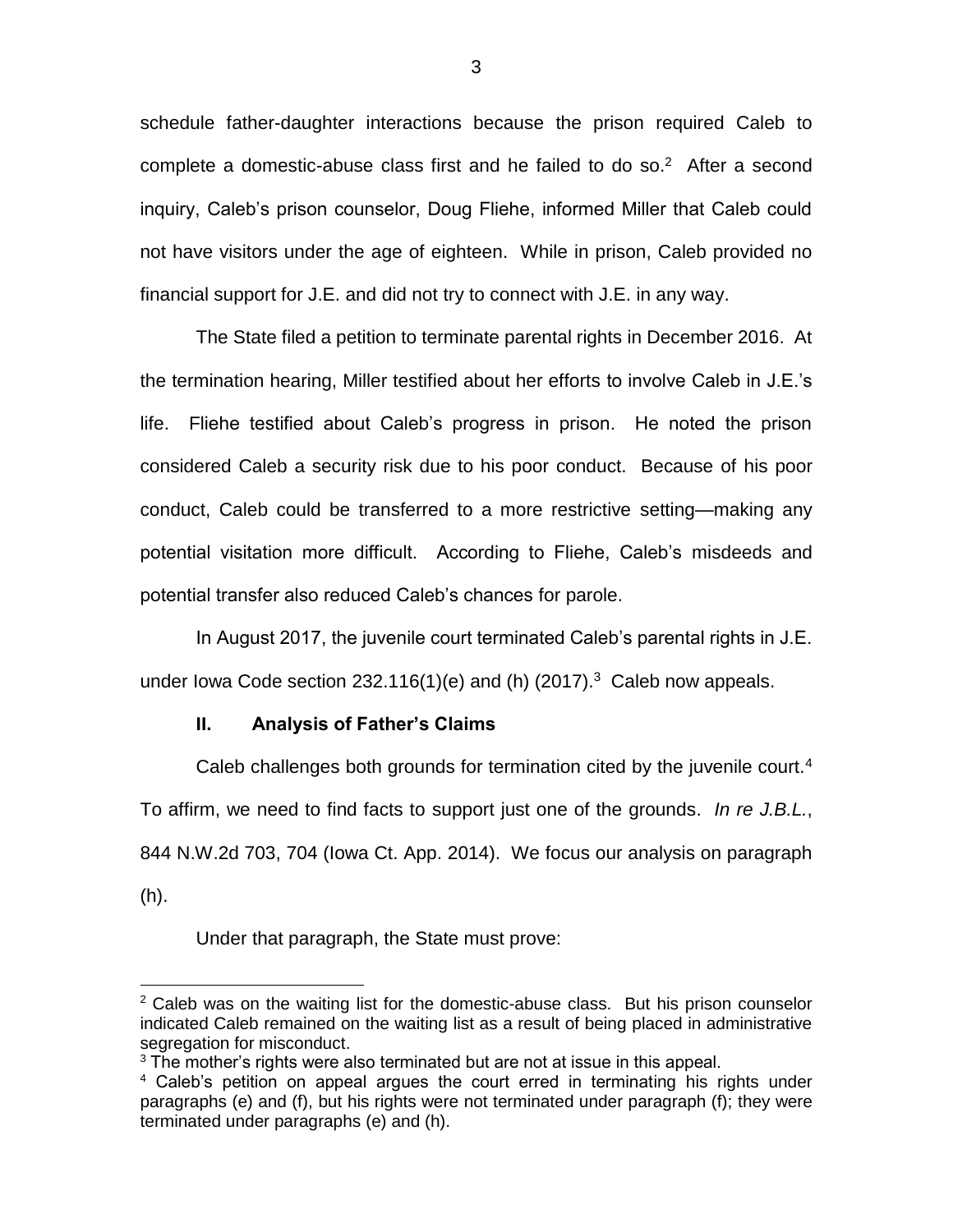schedule father-daughter interactions because the prison required Caleb to complete a domestic-abuse class first and he failed to do so.[2] After a second inquiry, Caleb's prison counselor, Doug Fliehe, informed Miller that Caleb could not have visitors under the age of eighteen. While in prison, Caleb provided no financial support for J.E. and did not try to connect with J.E. in any way.

The State filed a petition to terminate parental rights in December 2016. At the termination hearing, Miller testified about her efforts to involve Caleb in J.E.'s life. Fliehe testified about Caleb's progress in prison. He noted the prison considered Caleb a security risk due to his poor conduct. Because of his poor conduct, Caleb could be transferred to a more restrictive setting—making any potential visitation more difficult. According to Fliehe, Caleb's misdeeds and potential transfer also reduced Caleb's chances for parole.

In August 2017, the juvenile court terminated Caleb's parental rights in J.E. under Iowa Code section 232.116(1)(e) and (h) (2017).[3] Caleb now appeals.

## II. Analysis of Father's Claims

Caleb challenges both grounds for termination cited by the juvenile court.[4] To affirm, we need to find facts to support just one of the grounds. *In re J.B.L.*, 844 N.W.2d 703, 704 (Iowa Ct. App. 2014). We focus our analysis on paragraph (h).

Under that paragraph, the State must prove:

---

[2] Caleb was on the waiting list for the domestic-abuse class. But his prison counselor indicated Caleb remained on the waiting list as a result of being placed in administrative segregation for misconduct.

[3] The mother's rights were also terminated but are not at issue in this appeal.

[4] Caleb's petition on appeal argues the court erred in terminating his rights under paragraphs (e) and (f), but his rights were not terminated under paragraph (f); they were terminated under paragraphs (e) and (h).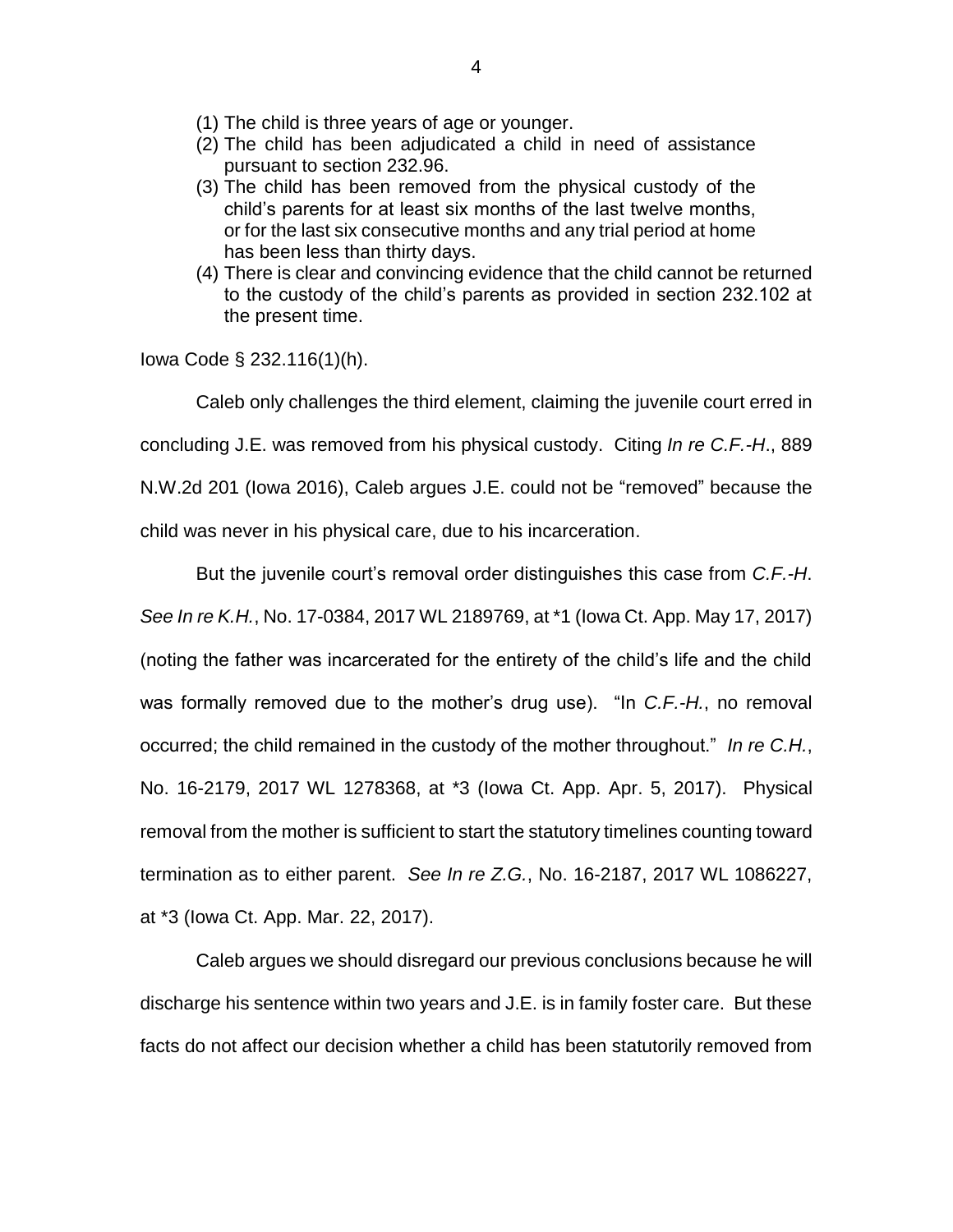(1) The child is three years of age or younger.

(2) The child has been adjudicated a child in need of assistance pursuant to section 232.96.

(3) The child has been removed from the physical custody of the child's parents for at least six months of the last twelve months, or for the last six consecutive months and any trial period at home has been less than thirty days.

(4) There is clear and convincing evidence that the child cannot be returned to the custody of the child's parents as provided in section 232.102 at the present time.

Iowa Code § 232.116(1)(h).

Caleb only challenges the third element, claiming the juvenile court erred in concluding J.E. was removed from his physical custody. Citing *In re C.F.-H*., 889 N.W.2d 201 (Iowa 2016), Caleb argues J.E. could not be "removed" because the child was never in his physical care, due to his incarceration.

But the juvenile court's removal order distinguishes this case from *C.F.-H*. *See In re K.H.*, No. 17-0384, 2017 WL 2189769, at *1 (Iowa Ct. App. May 17, 2017) (noting the father was incarcerated for the entirety of the child's life and the child was formally removed due to the mother's drug use). "In *C.F.-H.*, no removal occurred; the child remained in the custody of the mother throughout." *In re C.H.*, No. 16-2179, 2017 WL 1278368, at *3 (Iowa Ct. App. Apr. 5, 2017). Physical removal from the mother is sufficient to start the statutory timelines counting toward termination as to either parent. *See In re Z.G.*, No. 16-2187, 2017 WL 1086227, at *3 (Iowa Ct. App. Mar. 22, 2017).

Caleb argues we should disregard our previous conclusions because he will discharge his sentence within two years and J.E. is in family foster care. But these facts do not affect our decision whether a child has been statutorily removed from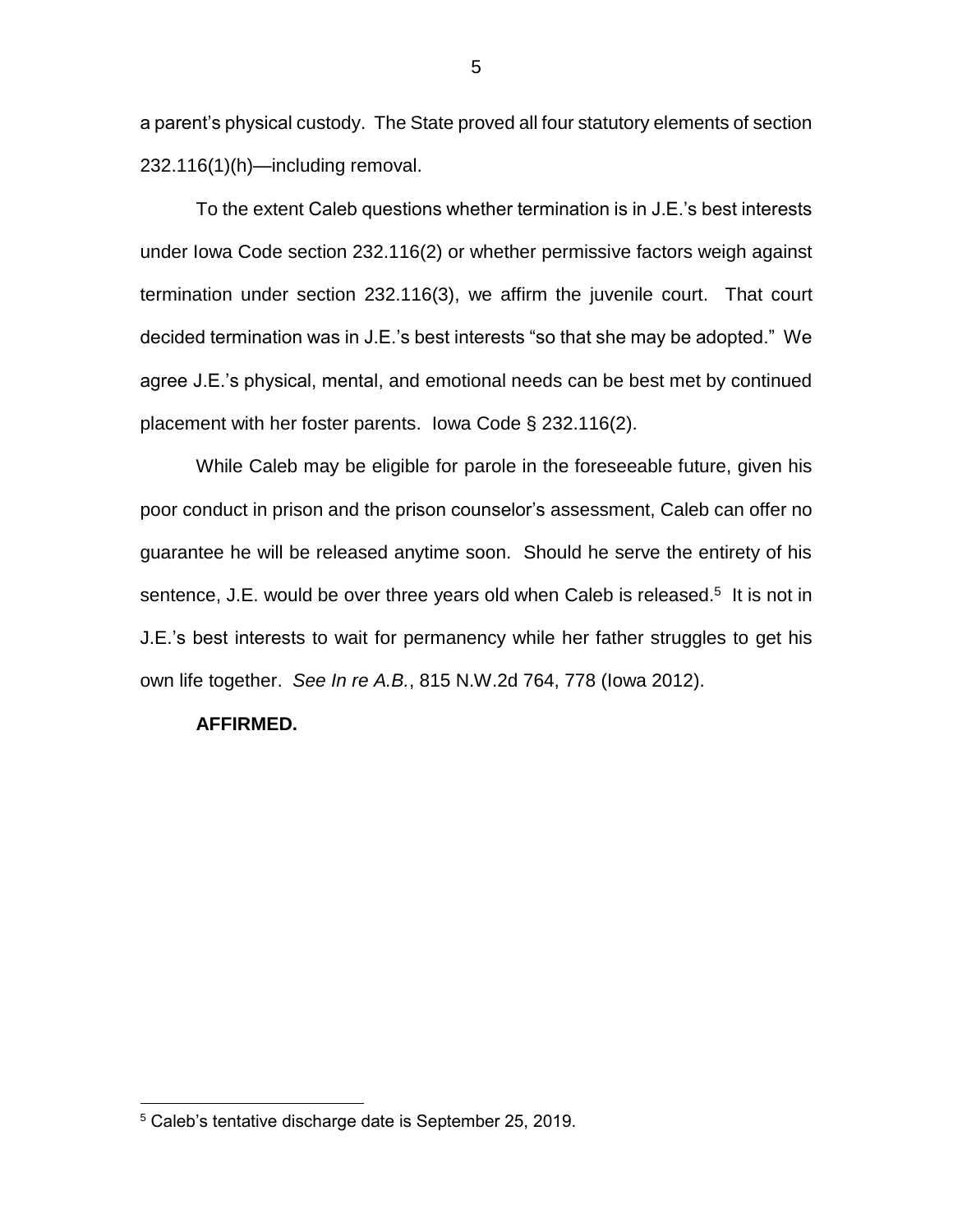a parent's physical custody. The State proved all four statutory elements of section 232.116(1)(h)—including removal.

To the extent Caleb questions whether termination is in J.E.'s best interests under Iowa Code section 232.116(2) or whether permissive factors weigh against termination under section 232.116(3), we affirm the juvenile court. That court decided termination was in J.E.'s best interests "so that she may be adopted." We agree J.E.'s physical, mental, and emotional needs can be best met by continued placement with her foster parents. Iowa Code § 232.116(2).

While Caleb may be eligible for parole in the foreseeable future, given his poor conduct in prison and the prison counselor's assessment, Caleb can offer no guarantee he will be released anytime soon. Should he serve the entirety of his sentence, J.E. would be over three years old when Caleb is released.[5] It is not in J.E.'s best interests to wait for permanency while her father struggles to get his own life together. *See In re A.B.*, 815 N.W.2d 764, 778 (Iowa 2012).

**AFFIRMED.**

[5] Caleb's tentative discharge date is September 25, 2019.